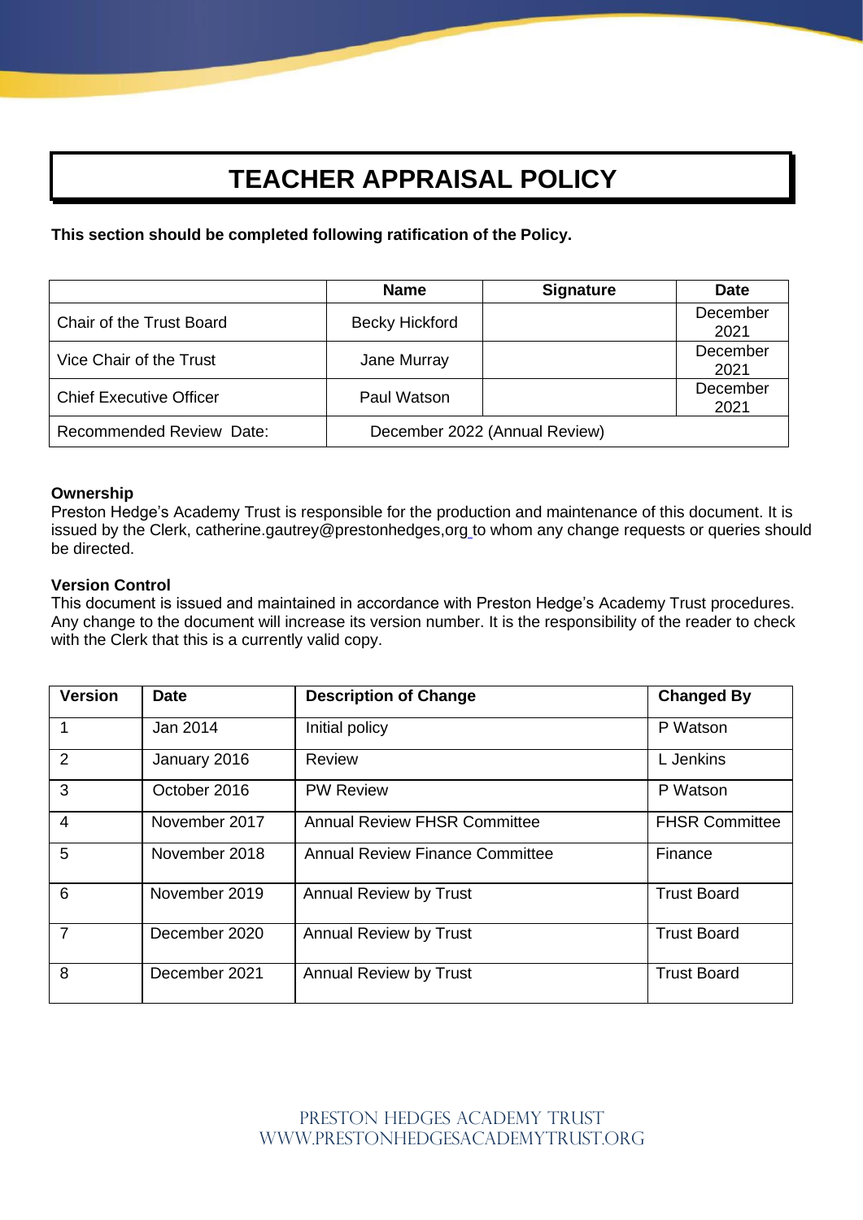# TEACHER APPRAISAL POLICY

**This section should be completed following ratification of the Policy.**

| | Name | Signature | Date |
|---|---|---|---|
| Chair of the Trust Board | Becky Hickford | | December 2021 |
| Vice Chair of the Trust | Jane Murray | | December 2021 |
| Chief Executive Officer | Paul Watson | | December 2021 |
| Recommended Review Date: | December 2022 (Annual Review) | | |

**Ownership**
Preston Hedge's Academy Trust is responsible for the production and maintenance of this document. It is issued by the Clerk, catherine.gautrey@prestonhedges,org to whom any change requests or queries should be directed.

**Version Control**
This document is issued and maintained in accordance with Preston Hedge's Academy Trust procedures. Any change to the document will increase its version number. It is the responsibility of the reader to check with the Clerk that this is a currently valid copy.

| Version | Date | Description of Change | Changed By |
|---|---|---|---|
| 1 | Jan 2014 | Initial policy | P Watson |
| 2 | January 2016 | Review | L Jenkins |
| 3 | October 2016 | PW Review | P Watson |
| 4 | November 2017 | Annual Review FHSR Committee | FHSR Committee |
| 5 | November 2018 | Annual Review Finance Committee | Finance |
| 6 | November 2019 | Annual Review by Trust | Trust Board |
| 7 | December 2020 | Annual Review by Trust | Trust Board |
| 8 | December 2021 | Annual Review by Trust | Trust Board |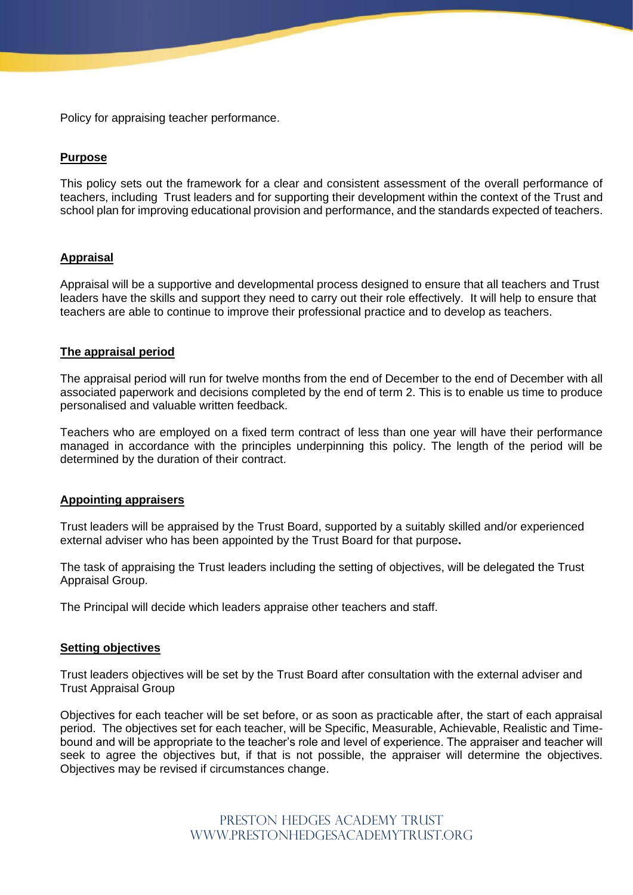Policy for appraising teacher performance.

## Purpose

This policy sets out the framework for a clear and consistent assessment of the overall performance of teachers, including  Trust leaders and for supporting their development within the context of the Trust and school plan for improving educational provision and performance, and the standards expected of teachers.

## Appraisal

Appraisal will be a supportive and developmental process designed to ensure that all teachers and Trust leaders have the skills and support they need to carry out their role effectively.  It will help to ensure that teachers are able to continue to improve their professional practice and to develop as teachers.

## The appraisal period

The appraisal period will run for twelve months from the end of December to the end of December with all associated paperwork and decisions completed by the end of term 2. This is to enable us time to produce personalised and valuable written feedback.

Teachers who are employed on a fixed term contract of less than one year will have their performance managed in accordance with the principles underpinning this policy. The length of the period will be determined by the duration of their contract.

## Appointing appraisers

Trust leaders will be appraised by the Trust Board, supported by a suitably skilled and/or experienced external adviser who has been appointed by the Trust Board for that purpose**.**

The task of appraising the Trust leaders including the setting of objectives, will be delegated the Trust Appraisal Group.

The Principal will decide which leaders appraise other teachers and staff.

## Setting objectives

Trust leaders objectives will be set by the Trust Board after consultation with the external adviser and Trust Appraisal Group

Objectives for each teacher will be set before, or as soon as practicable after, the start of each appraisal period.  The objectives set for each teacher, will be Specific, Measurable, Achievable, Realistic and Time-bound and will be appropriate to the teacher's role and level of experience. The appraiser and teacher will seek to agree the objectives but, if that is not possible, the appraiser will determine the objectives. Objectives may be revised if circumstances change.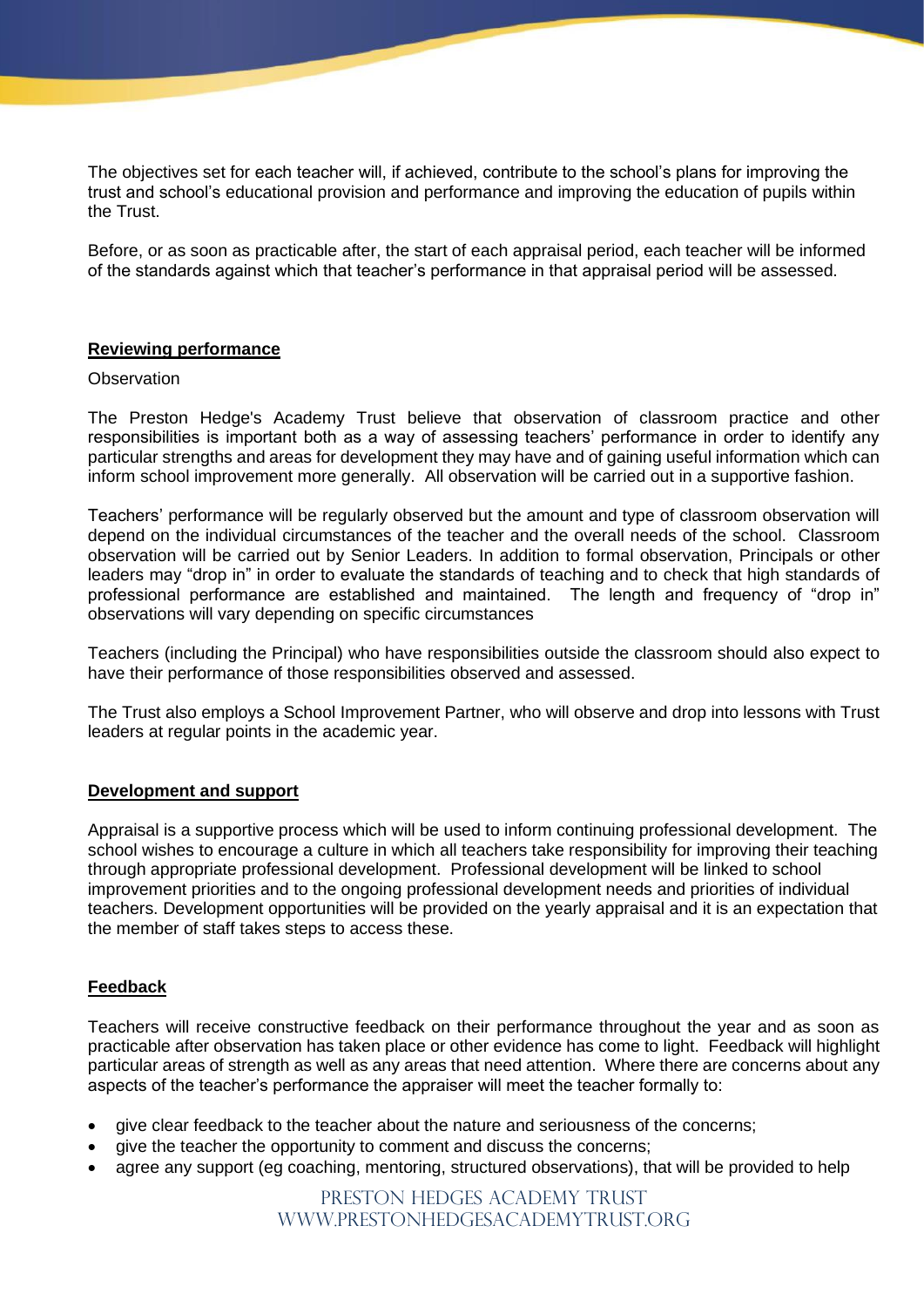The objectives set for each teacher will, if achieved, contribute to the school's plans for improving the trust and school's educational provision and performance and improving the education of pupils within the Trust.

Before, or as soon as practicable after, the start of each appraisal period, each teacher will be informed of the standards against which that teacher's performance in that appraisal period will be assessed.

## Reviewing performance

Observation

The Preston Hedge's Academy Trust believe that observation of classroom practice and other responsibilities is important both as a way of assessing teachers' performance in order to identify any particular strengths and areas for development they may have and of gaining useful information which can inform school improvement more generally. All observation will be carried out in a supportive fashion.

Teachers' performance will be regularly observed but the amount and type of classroom observation will depend on the individual circumstances of the teacher and the overall needs of the school. Classroom observation will be carried out by Senior Leaders. In addition to formal observation, Principals or other leaders may "drop in" in order to evaluate the standards of teaching and to check that high standards of professional performance are established and maintained. The length and frequency of "drop in" observations will vary depending on specific circumstances

Teachers (including the Principal) who have responsibilities outside the classroom should also expect to have their performance of those responsibilities observed and assessed.

The Trust also employs a School Improvement Partner, who will observe and drop into lessons with Trust leaders at regular points in the academic year.

## Development and support

Appraisal is a supportive process which will be used to inform continuing professional development. The school wishes to encourage a culture in which all teachers take responsibility for improving their teaching through appropriate professional development. Professional development will be linked to school improvement priorities and to the ongoing professional development needs and priorities of individual teachers. Development opportunities will be provided on the yearly appraisal and it is an expectation that the member of staff takes steps to access these.

## Feedback

Teachers will receive constructive feedback on their performance throughout the year and as soon as practicable after observation has taken place or other evidence has come to light. Feedback will highlight particular areas of strength as well as any areas that need attention. Where there are concerns about any aspects of the teacher's performance the appraiser will meet the teacher formally to:

- give clear feedback to the teacher about the nature and seriousness of the concerns;
- give the teacher the opportunity to comment and discuss the concerns;
- agree any support (eg coaching, mentoring, structured observations), that will be provided to help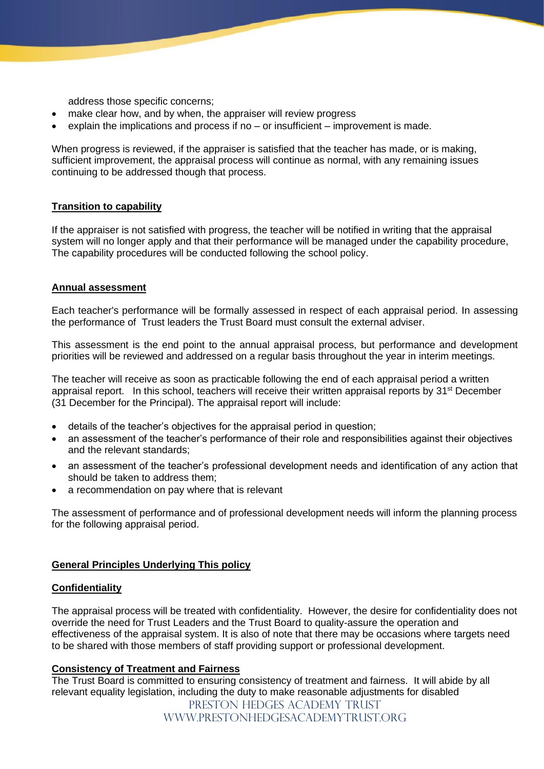address those specific concerns;

- make clear how, and by when, the appraiser will review progress
- explain the implications and process if no – or insufficient – improvement is made.

When progress is reviewed, if the appraiser is satisfied that the teacher has made, or is making, sufficient improvement, the appraisal process will continue as normal, with any remaining issues continuing to be addressed though that process.

## Transition to capability

If the appraiser is not satisfied with progress, the teacher will be notified in writing that the appraisal system will no longer apply and that their performance will be managed under the capability procedure, The capability procedures will be conducted following the school policy.

## Annual assessment

Each teacher's performance will be formally assessed in respect of each appraisal period. In assessing the performance of Trust leaders the Trust Board must consult the external adviser.

This assessment is the end point to the annual appraisal process, but performance and development priorities will be reviewed and addressed on a regular basis throughout the year in interim meetings.

The teacher will receive as soon as practicable following the end of each appraisal period a written appraisal report. In this school, teachers will receive their written appraisal reports by 31st December (31 December for the Principal). The appraisal report will include:

- details of the teacher's objectives for the appraisal period in question;
- an assessment of the teacher's performance of their role and responsibilities against their objectives and the relevant standards;
- an assessment of the teacher's professional development needs and identification of any action that should be taken to address them;
- a recommendation on pay where that is relevant

The assessment of performance and of professional development needs will inform the planning process for the following appraisal period.

## General Principles Underlying This policy

### Confidentiality

The appraisal process will be treated with confidentiality. However, the desire for confidentiality does not override the need for Trust Leaders and the Trust Board to quality-assure the operation and effectiveness of the appraisal system. It is also of note that there may be occasions where targets need to be shared with those members of staff providing support or professional development.

### Consistency of Treatment and Fairness

The Trust Board is committed to ensuring consistency of treatment and fairness. It will abide by all relevant equality legislation, including the duty to make reasonable adjustments for disabled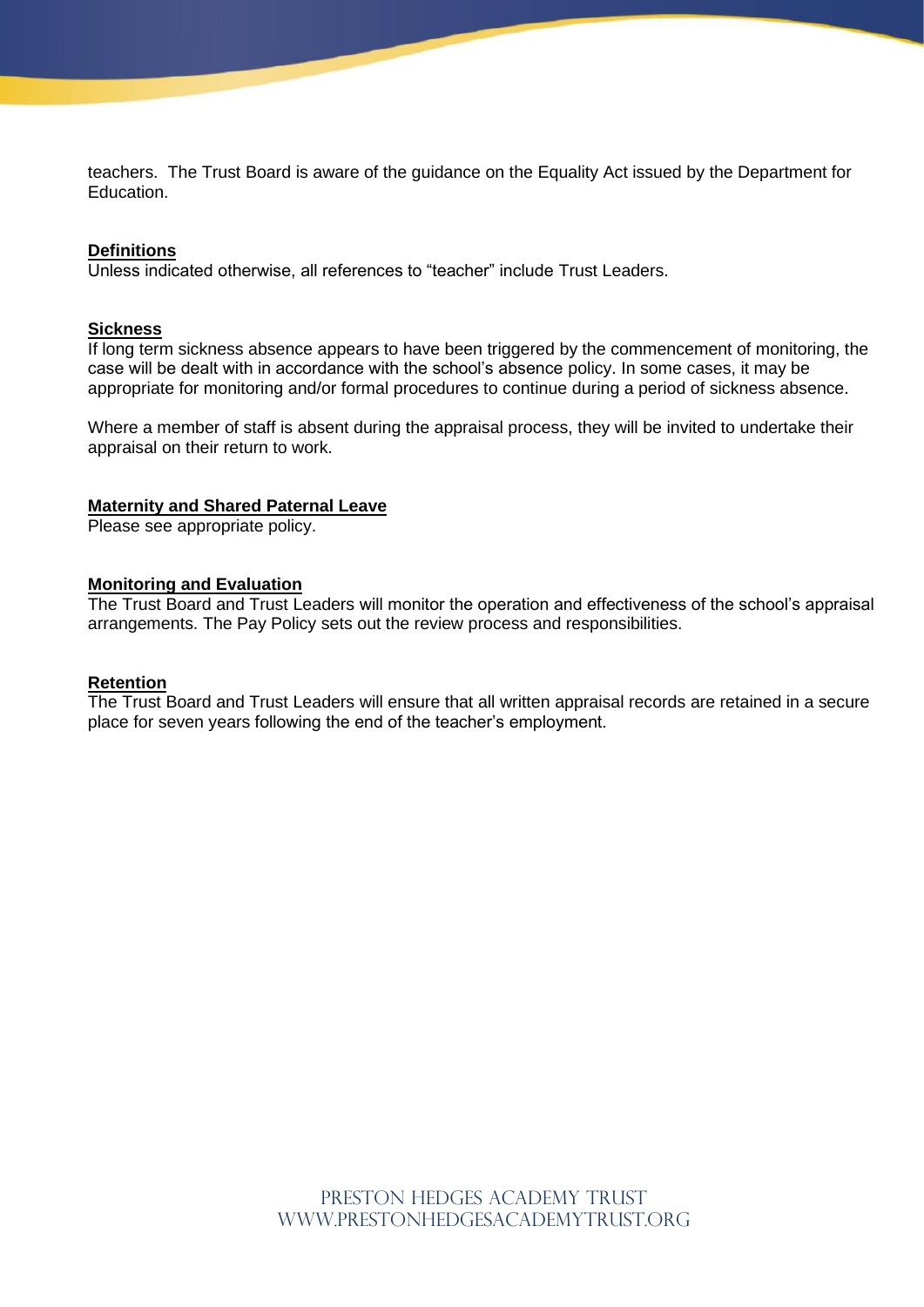teachers. The Trust Board is aware of the guidance on the Equality Act issued by the Department for Education.

**Definitions**

Unless indicated otherwise, all references to “teacher” include Trust Leaders.

**Sickness**

If long term sickness absence appears to have been triggered by the commencement of monitoring, the case will be dealt with in accordance with the school’s absence policy. In some cases, it may be appropriate for monitoring and/or formal procedures to continue during a period of sickness absence.

Where a member of staff is absent during the appraisal process, they will be invited to undertake their appraisal on their return to work.

**Maternity and Shared Paternal Leave**

Please see appropriate policy.

**Monitoring and Evaluation**

The Trust Board and Trust Leaders will monitor the operation and effectiveness of the school’s appraisal arrangements. The Pay Policy sets out the review process and responsibilities.

**Retention**

The Trust Board and Trust Leaders will ensure that all written appraisal records are retained in a secure place for seven years following the end of the teacher’s employment.